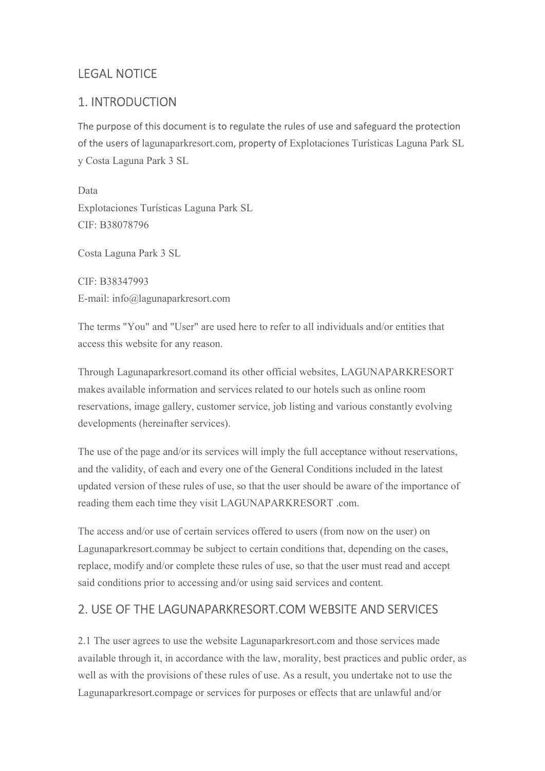# LEGAL NOTICE

## 1. INTRODUCTION

The purpose of this document is to regulate the rules of use and safeguard the protection of the users of lagunaparkresort.com, property of Explotaciones Turísticas Laguna Park SL y Costa Laguna Park 3 SL

Data
Explotaciones Turísticas Laguna Park SL
CIF: B38078796

Costa Laguna Park 3 SL

CIF: B38347993
E-mail: info@lagunaparkresort.com

The terms "You" and "User" are used here to refer to all individuals and/or entities that access this website for any reason.

Through Lagunaparkresort.comand its other official websites, LAGUNAPARKRESORT makes available information and services related to our hotels such as online room reservations, image gallery, customer service, job listing and various constantly evolving developments (hereinafter services).

The use of the page and/or its services will imply the full acceptance without reservations, and the validity, of each and every one of the General Conditions included in the latest updated version of these rules of use, so that the user should be aware of the importance of reading them each time they visit LAGUNAPARKRESORT .com.

The access and/or use of certain services offered to users (from now on the user) on Lagunaparkresort.commay be subject to certain conditions that, depending on the cases, replace, modify and/or complete these rules of use, so that the user must read and accept said conditions prior to accessing and/or using said services and content.

## 2. USE OF THE LAGUNAPARKRESORT.COM WEBSITE AND SERVICES

2.1 The user agrees to use the website Lagunaparkresort.com and those services made available through it, in accordance with the law, morality, best practices and public order, as well as with the provisions of these rules of use. As a result, you undertake not to use the Lagunaparkresort.compage or services for purposes or effects that are unlawful and/or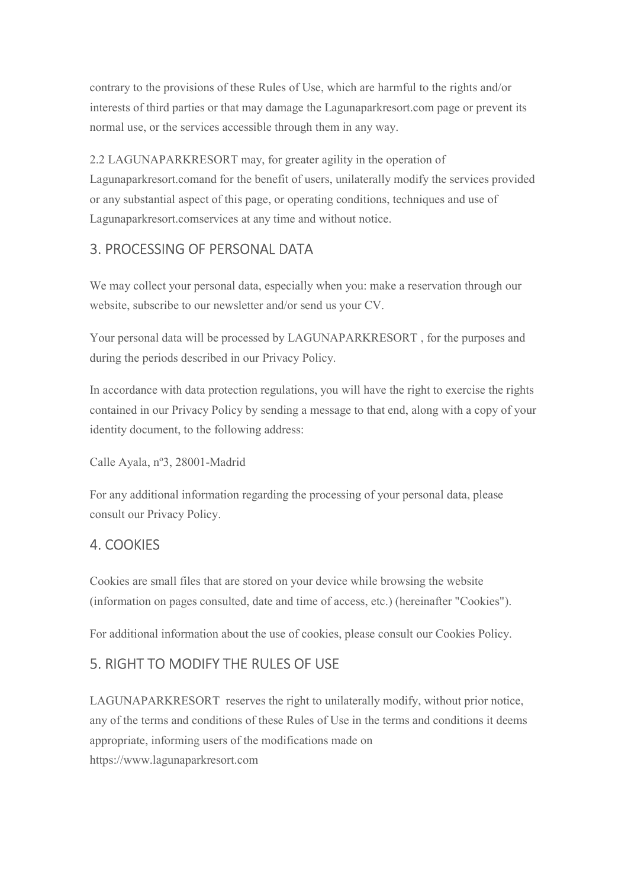contrary to the provisions of these Rules of Use, which are harmful to the rights and/or interests of third parties or that may damage the Lagunaparkresort.com page or prevent its normal use, or the services accessible through them in any way.

2.2 LAGUNAPARKRESORT may, for greater agility in the operation of Lagunaparkresort.comand for the benefit of users, unilaterally modify the services provided or any substantial aspect of this page, or operating conditions, techniques and use of Lagunaparkresort.comservices at any time and without notice.

## 3. PROCESSING OF PERSONAL DATA

We may collect your personal data, especially when you: make a reservation through our website, subscribe to our newsletter and/or send us your CV.

Your personal data will be processed by LAGUNAPARKRESORT , for the purposes and during the periods described in our Privacy Policy.

In accordance with data protection regulations, you will have the right to exercise the rights contained in our Privacy Policy by sending a message to that end, along with a copy of your identity document, to the following address:

Calle Ayala, nº3, 28001-Madrid

For any additional information regarding the processing of your personal data, please consult our Privacy Policy.

## 4. COOKIES

Cookies are small files that are stored on your device while browsing the website (information on pages consulted, date and time of access, etc.) (hereinafter "Cookies").

For additional information about the use of cookies, please consult our Cookies Policy.

## 5. RIGHT TO MODIFY THE RULES OF USE

LAGUNAPARKRESORT reserves the right to unilaterally modify, without prior notice, any of the terms and conditions of these Rules of Use in the terms and conditions it deems appropriate, informing users of the modifications made on https://www.lagunaparkresort.com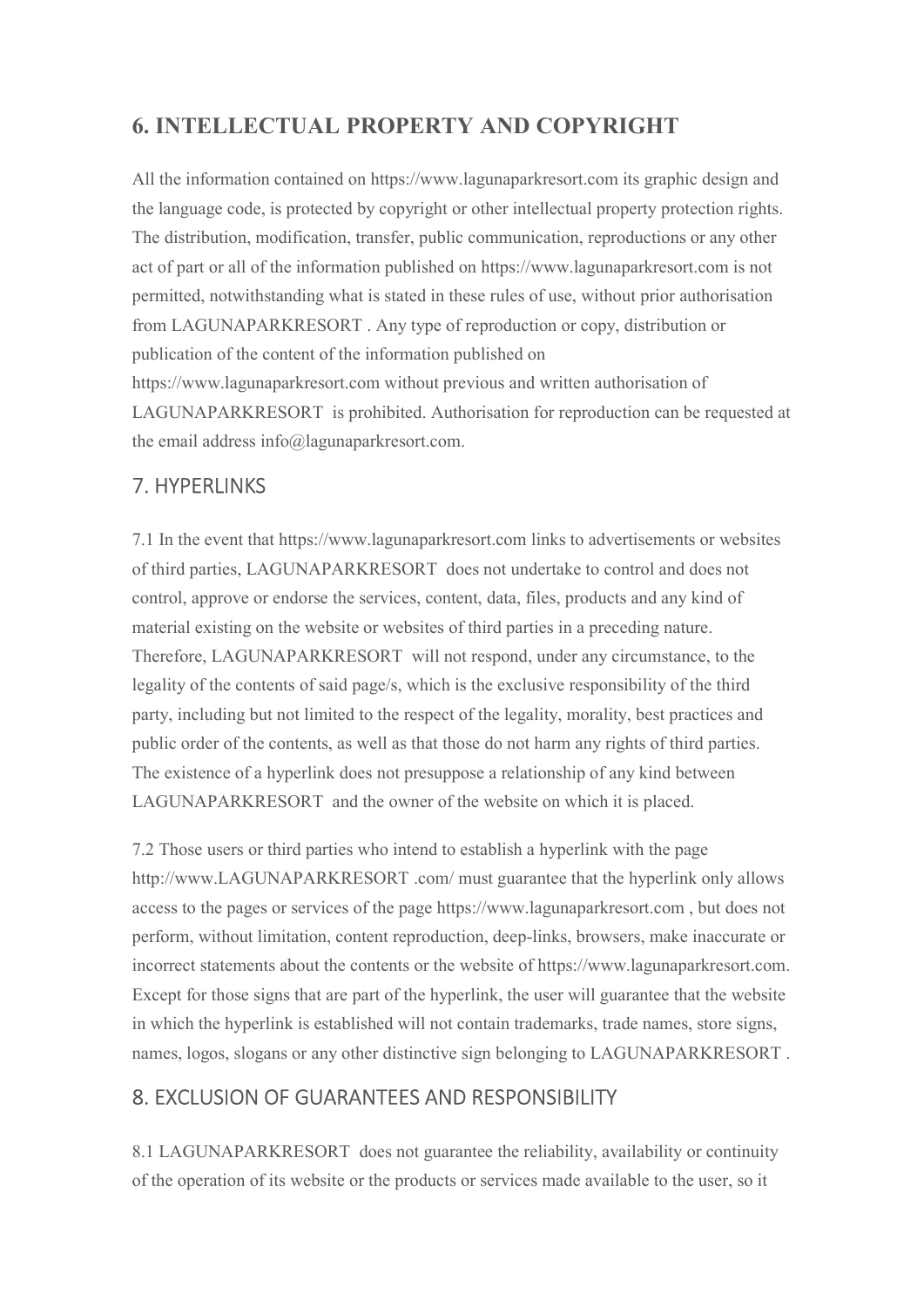## 6. INTELLECTUAL PROPERTY AND COPYRIGHT

All the information contained on https://www.lagunaparkresort.com its graphic design and the language code, is protected by copyright or other intellectual property protection rights. The distribution, modification, transfer, public communication, reproductions or any other act of part or all of the information published on https://www.lagunaparkresort.com is not permitted, notwithstanding what is stated in these rules of use, without prior authorisation from LAGUNAPARKRESORT . Any type of reproduction or copy, distribution or publication of the content of the information published on https://www.lagunaparkresort.com without previous and written authorisation of LAGUNAPARKRESORT is prohibited. Authorisation for reproduction can be requested at the email address info@lagunaparkresort.com.

## 7. HYPERLINKS

7.1 In the event that https://www.lagunaparkresort.com links to advertisements or websites of third parties, LAGUNAPARKRESORT does not undertake to control and does not control, approve or endorse the services, content, data, files, products and any kind of material existing on the website or websites of third parties in a preceding nature. Therefore, LAGUNAPARKRESORT will not respond, under any circumstance, to the legality of the contents of said page/s, which is the exclusive responsibility of the third party, including but not limited to the respect of the legality, morality, best practices and public order of the contents, as well as that those do not harm any rights of third parties. The existence of a hyperlink does not presuppose a relationship of any kind between LAGUNAPARKRESORT and the owner of the website on which it is placed.

7.2 Those users or third parties who intend to establish a hyperlink with the page http://www.LAGUNAPARKRESORT .com/ must guarantee that the hyperlink only allows access to the pages or services of the page https://www.lagunaparkresort.com , but does not perform, without limitation, content reproduction, deep-links, browsers, make inaccurate or incorrect statements about the contents or the website of https://www.lagunaparkresort.com. Except for those signs that are part of the hyperlink, the user will guarantee that the website in which the hyperlink is established will not contain trademarks, trade names, store signs, names, logos, slogans or any other distinctive sign belonging to LAGUNAPARKRESORT .

## 8. EXCLUSION OF GUARANTEES AND RESPONSIBILITY

8.1 LAGUNAPARKRESORT does not guarantee the reliability, availability or continuity of the operation of its website or the products or services made available to the user, so it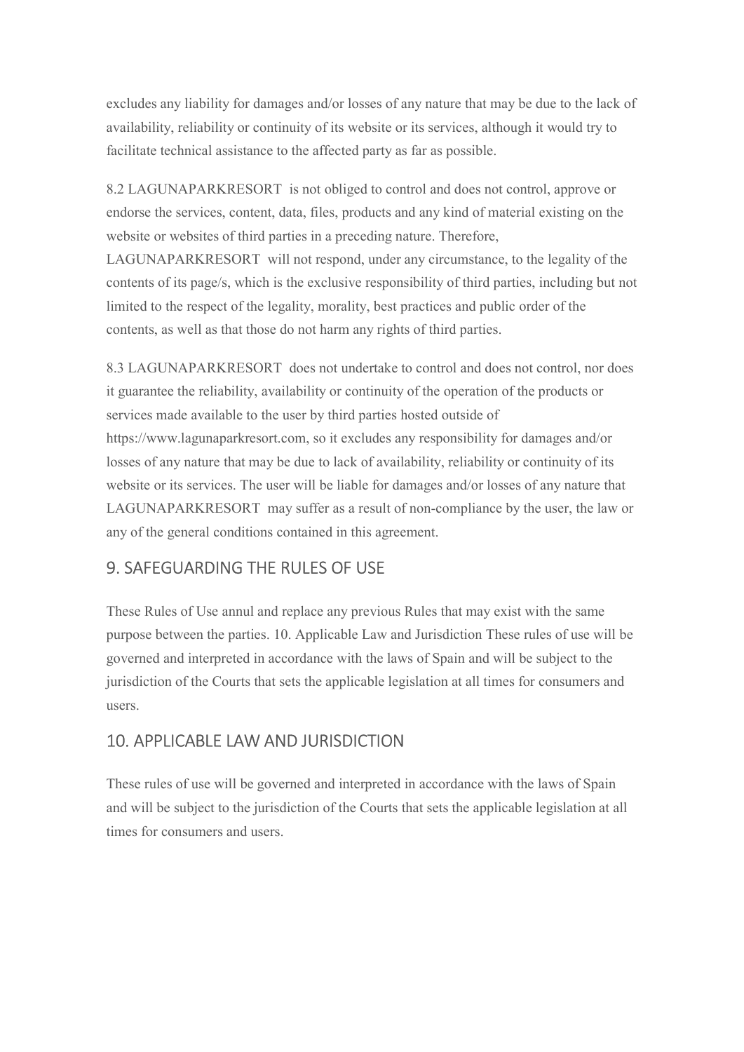excludes any liability for damages and/or losses of any nature that may be due to the lack of availability, reliability or continuity of its website or its services, although it would try to facilitate technical assistance to the affected party as far as possible.

8.2 LAGUNAPARKRESORT is not obliged to control and does not control, approve or endorse the services, content, data, files, products and any kind of material existing on the website or websites of third parties in a preceding nature. Therefore, LAGUNAPARKRESORT will not respond, under any circumstance, to the legality of the contents of its page/s, which is the exclusive responsibility of third parties, including but not limited to the respect of the legality, morality, best practices and public order of the contents, as well as that those do not harm any rights of third parties.

8.3 LAGUNAPARKRESORT does not undertake to control and does not control, nor does it guarantee the reliability, availability or continuity of the operation of the products or services made available to the user by third parties hosted outside of https://www.lagunaparkresort.com, so it excludes any responsibility for damages and/or losses of any nature that may be due to lack of availability, reliability or continuity of its website or its services. The user will be liable for damages and/or losses of any nature that LAGUNAPARKRESORT may suffer as a result of non-compliance by the user, the law or any of the general conditions contained in this agreement.

## 9. SAFEGUARDING THE RULES OF USE

These Rules of Use annul and replace any previous Rules that may exist with the same purpose between the parties. 10. Applicable Law and Jurisdiction These rules of use will be governed and interpreted in accordance with the laws of Spain and will be subject to the jurisdiction of the Courts that sets the applicable legislation at all times for consumers and users.

## 10. APPLICABLE LAW AND JURISDICTION

These rules of use will be governed and interpreted in accordance with the laws of Spain and will be subject to the jurisdiction of the Courts that sets the applicable legislation at all times for consumers and users.